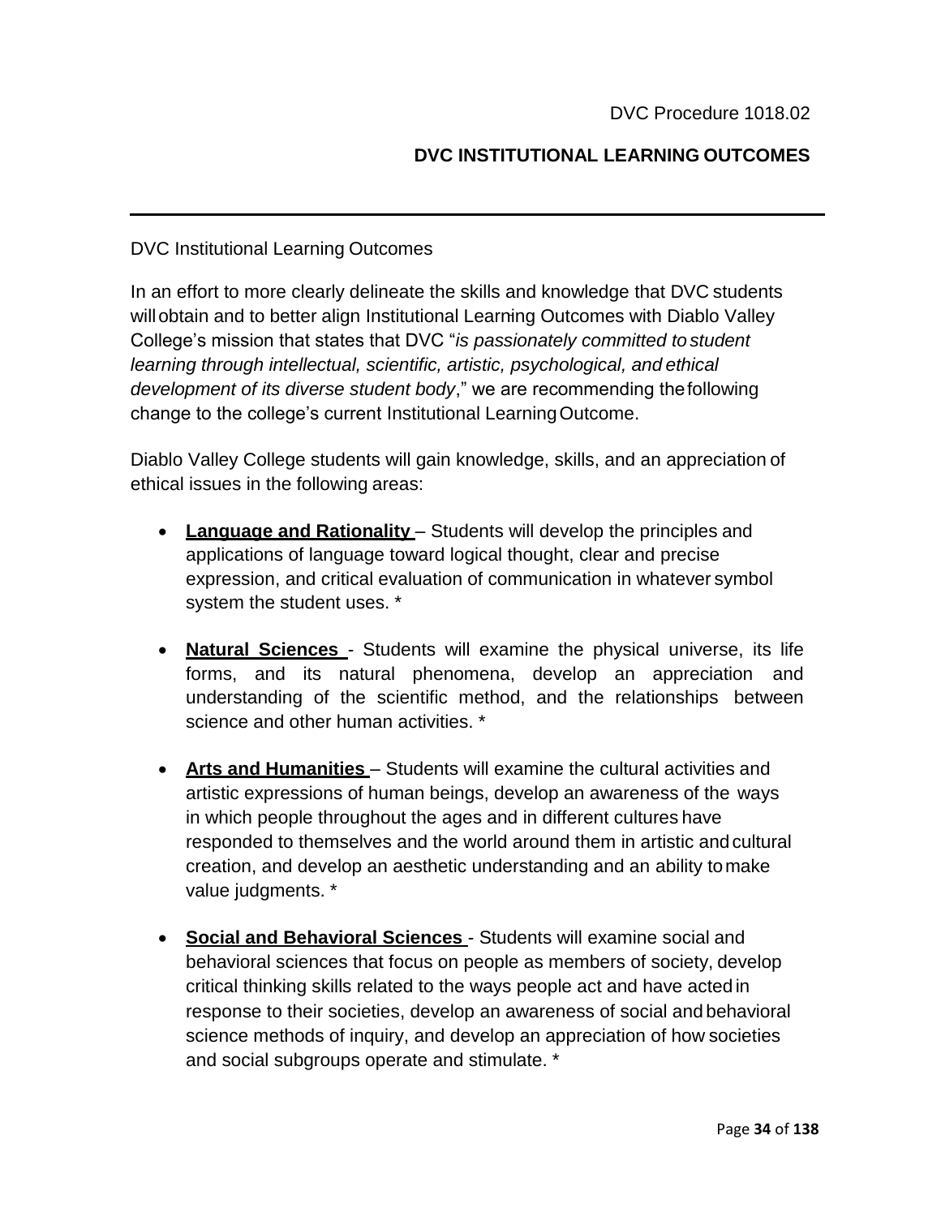DVC Procedure 1018.02

# DVC INSTITUTIONAL LEARNING OUTCOMES

---

DVC Institutional Learning Outcomes

In an effort to more clearly delineate the skills and knowledge that DVC students will obtain and to better align Institutional Learning Outcomes with Diablo Valley College's mission that states that DVC "*is passionately committed to student learning through intellectual, scientific, artistic, psychological, and ethical development of its diverse student body*," we are recommending the following change to the college's current Institutional Learning Outcome.

Diablo Valley College students will gain knowledge, skills, and an appreciation of ethical issues in the following areas:

- **Language and Rationality** – Students will develop the principles and applications of language toward logical thought, clear and precise expression, and critical evaluation of communication in whatever symbol system the student uses. *

- **Natural Sciences** - Students will examine the physical universe, its life forms, and its natural phenomena, develop an appreciation and understanding of the scientific method, and the relationships between science and other human activities. *

- **Arts and Humanities** – Students will examine the cultural activities and artistic expressions of human beings, develop an awareness of the ways in which people throughout the ages and in different cultures have responded to themselves and the world around them in artistic and cultural creation, and develop an aesthetic understanding and an ability to make value judgments. *

- **Social and Behavioral Sciences** - Students will examine social and behavioral sciences that focus on people as members of society, develop critical thinking skills related to the ways people act and have acted in response to their societies, develop an awareness of social and behavioral science methods of inquiry, and develop an appreciation of how societies and social subgroups operate and stimulate. *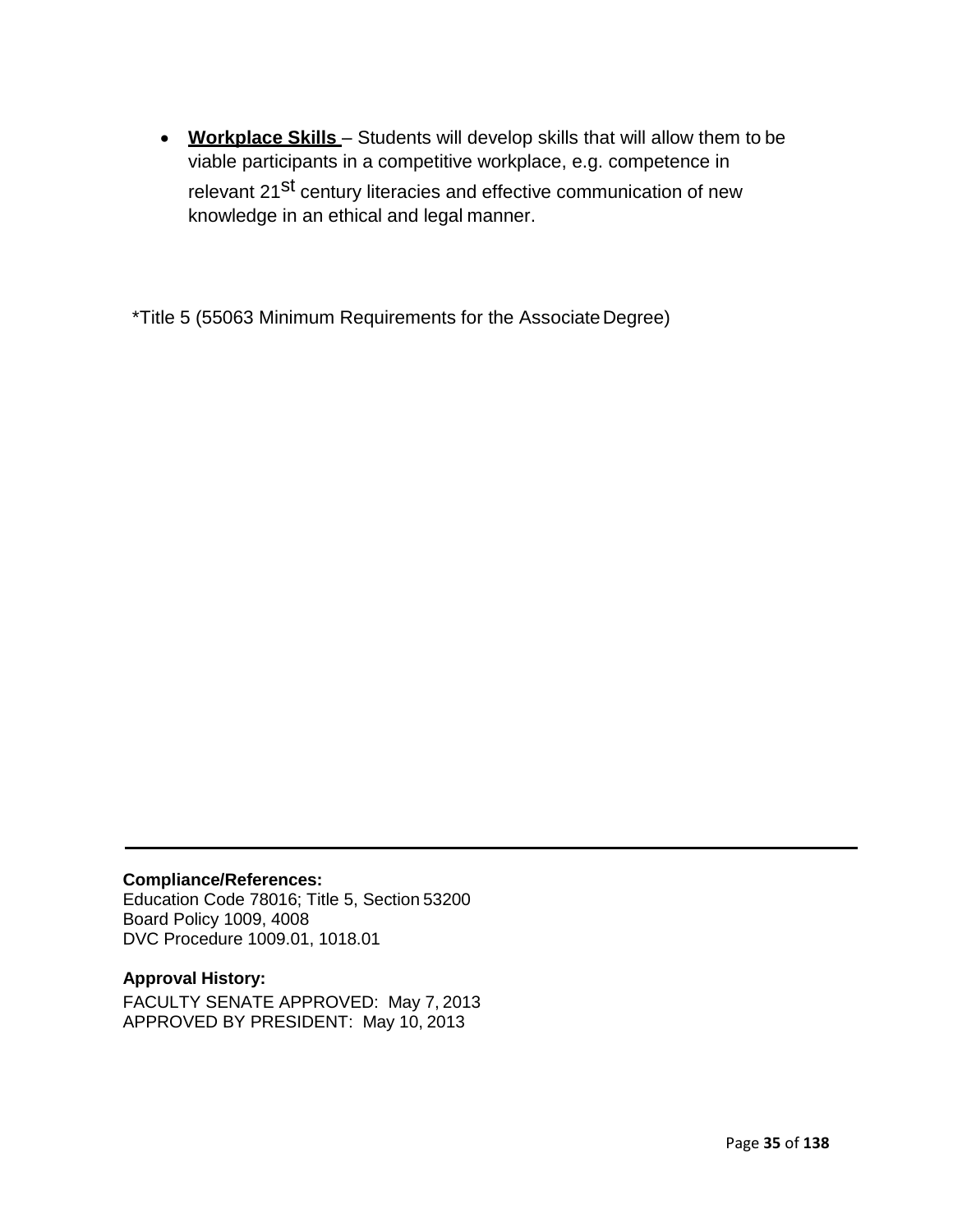- **Workplace Skills** – Students will develop skills that will allow them to be viable participants in a competitive workplace, e.g. competence in relevant 21st century literacies and effective communication of new knowledge in an ethical and legal manner.

*Title 5 (55063 Minimum Requirements for the Associate Degree)

---

**Compliance/References:**
Education Code 78016; Title 5, Section 53200
Board Policy 1009, 4008
DVC Procedure 1009.01, 1018.01

**Approval History:**
FACULTY SENATE APPROVED: May 7, 2013
APPROVED BY PRESIDENT: May 10, 2013